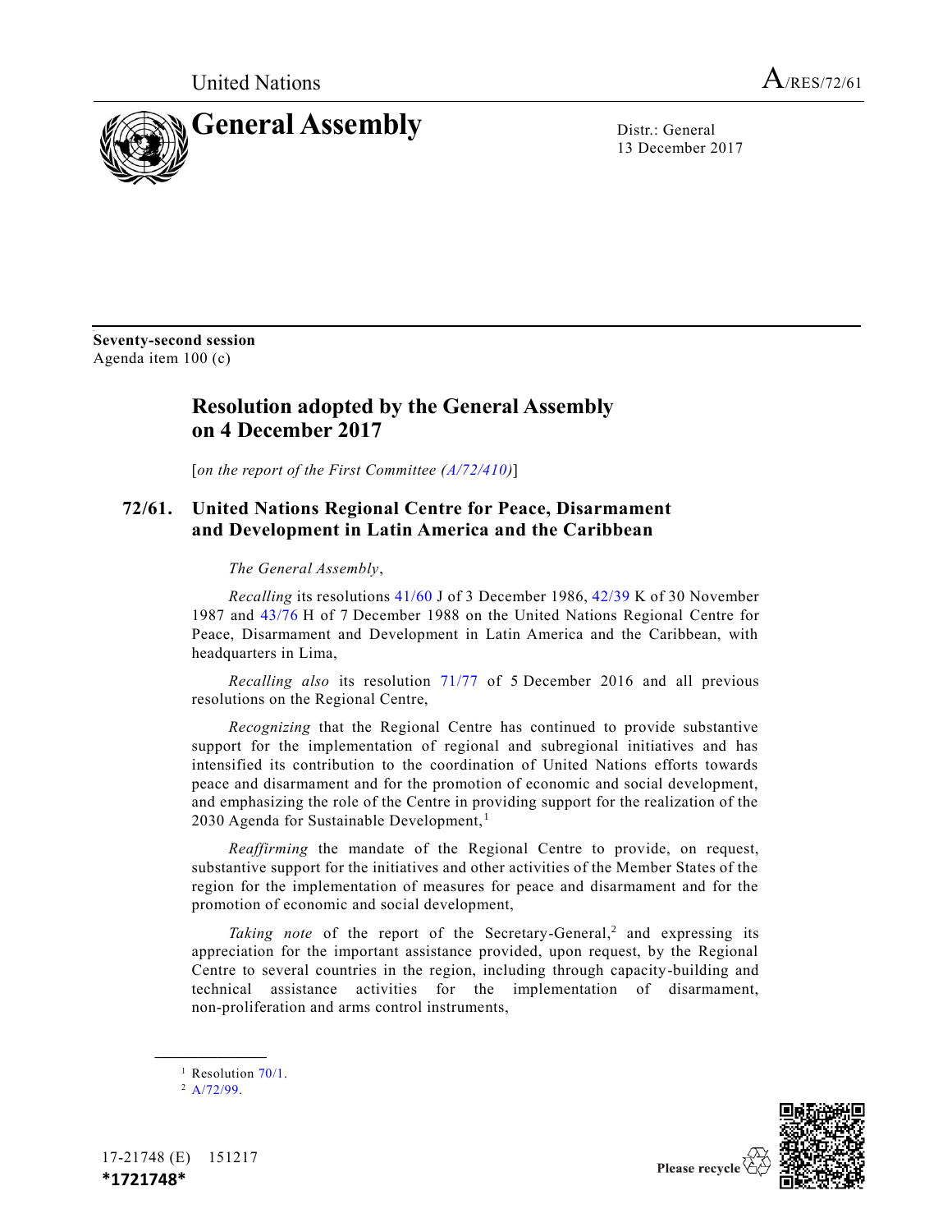United Nations A/RES/72/61

# General Assembly

Distr.: General
13 December 2017

**Seventy-second session**
Agenda item 100 (c)

## Resolution adopted by the General Assembly on 4 December 2017

[*on the report of the First Committee (A/72/410)*]

## 72/61. United Nations Regional Centre for Peace, Disarmament and Development in Latin America and the Caribbean

*The General Assembly*,

*Recalling* its resolutions 41/60 J of 3 December 1986, 42/39 K of 30 November 1987 and 43/76 H of 7 December 1988 on the United Nations Regional Centre for Peace, Disarmament and Development in Latin America and the Caribbean, with headquarters in Lima,

*Recalling also* its resolution 71/77 of 5 December 2016 and all previous resolutions on the Regional Centre,

*Recognizing* that the Regional Centre has continued to provide substantive support for the implementation of regional and subregional initiatives and has intensified its contribution to the coordination of United Nations efforts towards peace and disarmament and for the promotion of economic and social development, and emphasizing the role of the Centre in providing support for the realization of the 2030 Agenda for Sustainable Development,[1]

*Reaffirming* the mandate of the Regional Centre to provide, on request, substantive support for the initiatives and other activities of the Member States of the region for the implementation of measures for peace and disarmament and for the promotion of economic and social development,

*Taking note* of the report of the Secretary-General,[2] and expressing its appreciation for the important assistance provided, upon request, by the Regional Centre to several countries in the region, including through capacity-building and technical assistance activities for the implementation of disarmament, non-proliferation and arms control instruments,

---

[1] Resolution 70/1.

[2] A/72/99.

17-21748 (E) 151217
*1721748*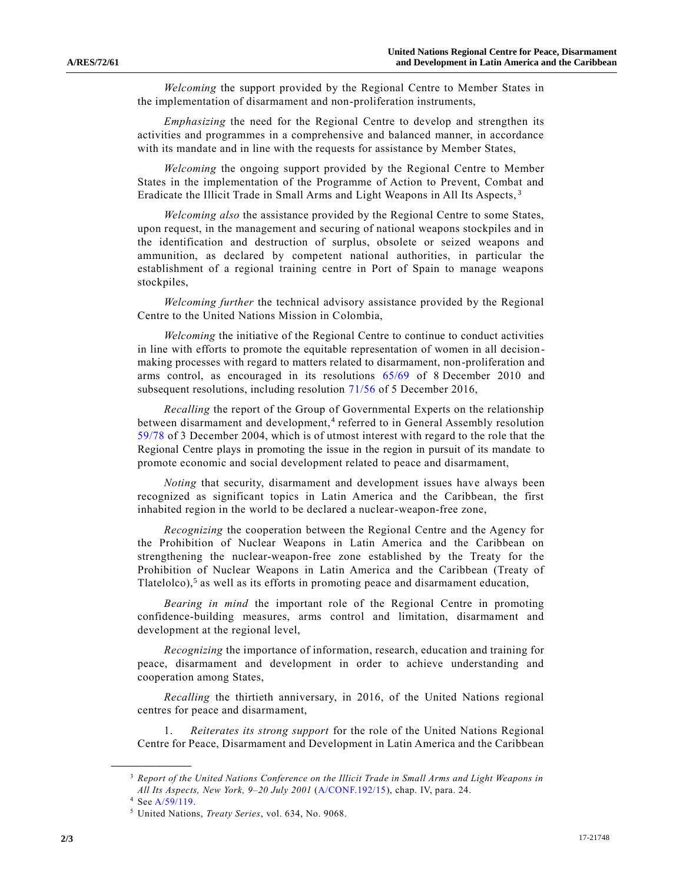*Welcoming* the support provided by the Regional Centre to Member States in the implementation of disarmament and non-proliferation instruments,

*Emphasizing* the need for the Regional Centre to develop and strengthen its activities and programmes in a comprehensive and balanced manner, in accordance with its mandate and in line with the requests for assistance by Member States,

*Welcoming* the ongoing support provided by the Regional Centre to Member States in the implementation of the Programme of Action to Prevent, Combat and Eradicate the Illicit Trade in Small Arms and Light Weapons in All Its Aspects,[3]

*Welcoming also* the assistance provided by the Regional Centre to some States, upon request, in the management and securing of national weapons stockpiles and in the identification and destruction of surplus, obsolete or seized weapons and ammunition, as declared by competent national authorities, in particular the establishment of a regional training centre in Port of Spain to manage weapons stockpiles,

*Welcoming further* the technical advisory assistance provided by the Regional Centre to the United Nations Mission in Colombia,

*Welcoming* the initiative of the Regional Centre to continue to conduct activities in line with efforts to promote the equitable representation of women in all decision-making processes with regard to matters related to disarmament, non-proliferation and arms control, as encouraged in its resolutions 65/69 of 8 December 2010 and subsequent resolutions, including resolution 71/56 of 5 December 2016,

*Recalling* the report of the Group of Governmental Experts on the relationship between disarmament and development,[4] referred to in General Assembly resolution 59/78 of 3 December 2004, which is of utmost interest with regard to the role that the Regional Centre plays in promoting the issue in the region in pursuit of its mandate to promote economic and social development related to peace and disarmament,

*Noting* that security, disarmament and development issues have always been recognized as significant topics in Latin America and the Caribbean, the first inhabited region in the world to be declared a nuclear-weapon-free zone,

*Recognizing* the cooperation between the Regional Centre and the Agency for the Prohibition of Nuclear Weapons in Latin America and the Caribbean on strengthening the nuclear-weapon-free zone established by the Treaty for the Prohibition of Nuclear Weapons in Latin America and the Caribbean (Treaty of Tlatelolco),[5] as well as its efforts in promoting peace and disarmament education,

*Bearing in mind* the important role of the Regional Centre in promoting confidence-building measures, arms control and limitation, disarmament and development at the regional level,

*Recognizing* the importance of information, research, education and training for peace, disarmament and development in order to achieve understanding and cooperation among States,

*Recalling* the thirtieth anniversary, in 2016, of the United Nations regional centres for peace and disarmament,

1. *Reiterates its strong support* for the role of the United Nations Regional Centre for Peace, Disarmament and Development in Latin America and the Caribbean

---

[3] *Report of the United Nations Conference on the Illicit Trade in Small Arms and Light Weapons in All Its Aspects, New York, 9–20 July 2001* (A/CONF.192/15), chap. IV, para. 24.

[4] See A/59/119.

[5] United Nations, *Treaty Series*, vol. 634, No. 9068.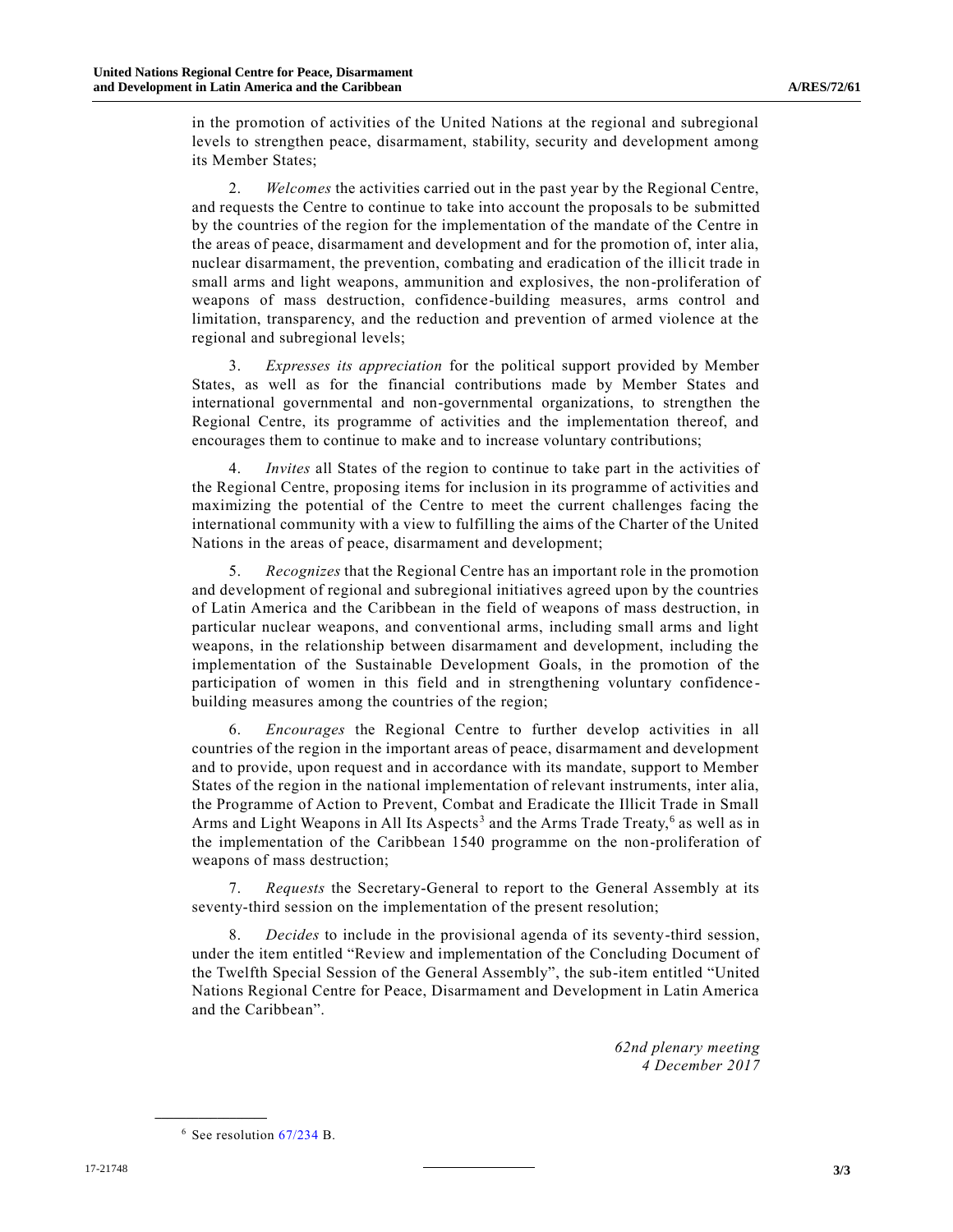in the promotion of activities of the United Nations at the regional and subregional levels to strengthen peace, disarmament, stability, security and development among its Member States;

2. *Welcomes* the activities carried out in the past year by the Regional Centre, and requests the Centre to continue to take into account the proposals to be submitted by the countries of the region for the implementation of the mandate of the Centre in the areas of peace, disarmament and development and for the promotion of, inter alia, nuclear disarmament, the prevention, combating and eradication of the illicit trade in small arms and light weapons, ammunition and explosives, the non-proliferation of weapons of mass destruction, confidence-building measures, arms control and limitation, transparency, and the reduction and prevention of armed violence at the regional and subregional levels;

3. *Expresses its appreciation* for the political support provided by Member States, as well as for the financial contributions made by Member States and international governmental and non-governmental organizations, to strengthen the Regional Centre, its programme of activities and the implementation thereof, and encourages them to continue to make and to increase voluntary contributions;

4. *Invites* all States of the region to continue to take part in the activities of the Regional Centre, proposing items for inclusion in its programme of activities and maximizing the potential of the Centre to meet the current challenges facing the international community with a view to fulfilling the aims of the Charter of the United Nations in the areas of peace, disarmament and development;

5. *Recognizes* that the Regional Centre has an important role in the promotion and development of regional and subregional initiatives agreed upon by the countries of Latin America and the Caribbean in the field of weapons of mass destruction, in particular nuclear weapons, and conventional arms, including small arms and light weapons, in the relationship between disarmament and development, including the implementation of the Sustainable Development Goals, in the promotion of the participation of women in this field and in strengthening voluntary confidence-building measures among the countries of the region;

6. *Encourages* the Regional Centre to further develop activities in all countries of the region in the important areas of peace, disarmament and development and to provide, upon request and in accordance with its mandate, support to Member States of the region in the national implementation of relevant instruments, inter alia, the Programme of Action to Prevent, Combat and Eradicate the Illicit Trade in Small Arms and Light Weapons in All Its Aspects[3] and the Arms Trade Treaty,[6] as well as in the implementation of the Caribbean 1540 programme on the non-proliferation of weapons of mass destruction;

7. *Requests* the Secretary-General to report to the General Assembly at its seventy-third session on the implementation of the present resolution;

8. *Decides* to include in the provisional agenda of its seventy-third session, under the item entitled "Review and implementation of the Concluding Document of the Twelfth Special Session of the General Assembly", the sub-item entitled "United Nations Regional Centre for Peace, Disarmament and Development in Latin America and the Caribbean".

*62nd plenary meeting*
*4 December 2017*

---

[6] See resolution 67/234 B.